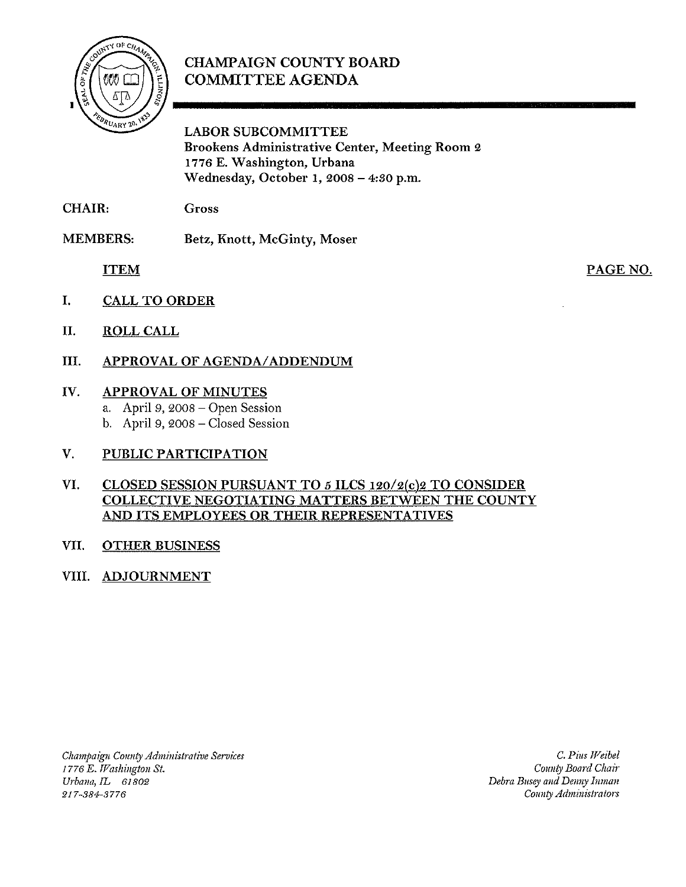# CHAMPAIGN COUNTY BOARD COMMITTEE AGENDA

**LABOR SUBCOMMITTEE**
**Brookens Administrative Center, Meeting Room 2**
**1776 E. Washington, Urbana**
**Wednesday, October 1, 2008 – 4:30 p.m.**

**CHAIR:** Gross

**MEMBERS:** Betz, Knott, McGinty, Moser

**ITEM** **PAGE NO.**

I. **CALL TO ORDER**

II. **ROLL CALL**

III. **APPROVAL OF AGENDA/ADDENDUM**

IV. **APPROVAL OF MINUTES**
   a. April 9, 2008 – Open Session
   b. April 9, 2008 – Closed Session

V. **PUBLIC PARTICIPATION**

VI. **CLOSED SESSION PURSUANT TO 5 ILCS 120/2(c)2 TO CONSIDER COLLECTIVE NEGOTIATING MATTERS BETWEEN THE COUNTY AND ITS EMPLOYEES OR THEIR REPRESENTATIVES**

VII. **OTHER BUSINESS**

VIII. **ADJOURNMENT**

*Champaign County Administrative Services*
*1776 E. Washington St.*
*Urbana, IL 61802*
*217-384-3776*

*C. Pius Weibel*
*County Board Chair*
*Debra Busey and Denny Inman*
*County Administrators*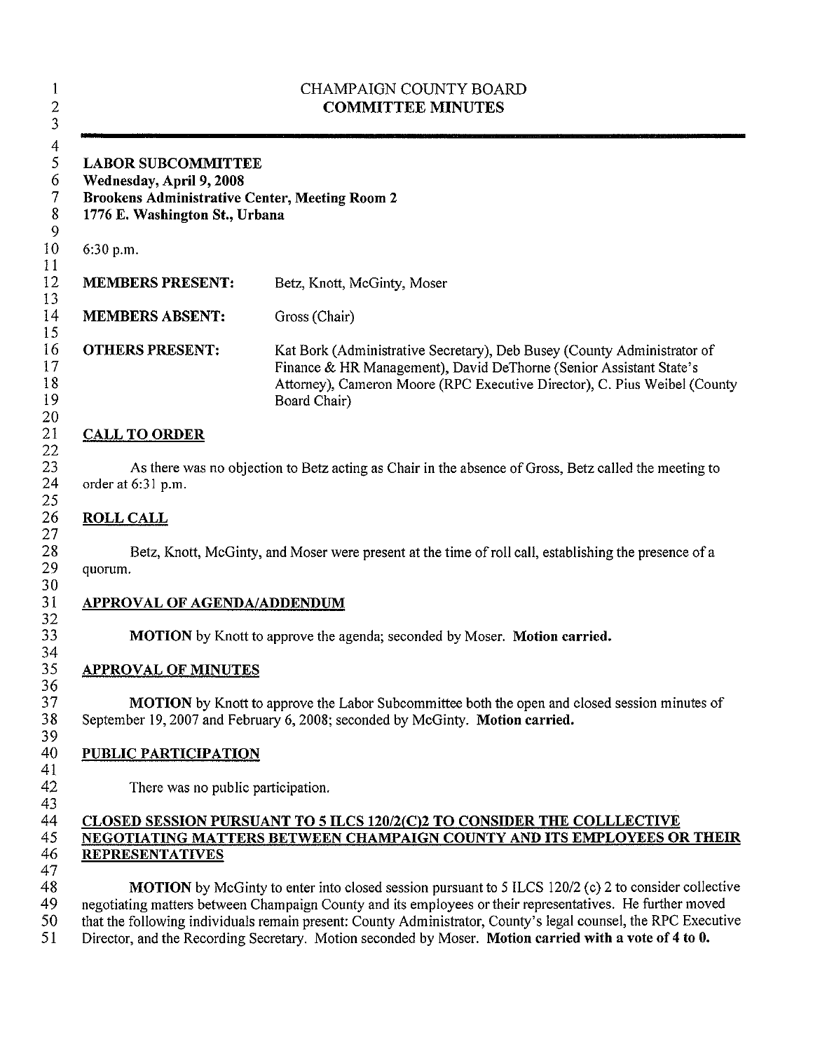CHAMPAIGN COUNTY BOARD
**COMMITTEE MINUTES**

---

**LABOR SUBCOMMITTEE**
**Wednesday, April 9, 2008**
**Brookens Administrative Center, Meeting Room 2**
**1776 E. Washington St., Urbana**

6:30 p.m.

**MEMBERS PRESENT:** Betz, Knott, McGinty, Moser

**MEMBERS ABSENT:** Gross (Chair)

**OTHERS PRESENT:** Kat Bork (Administrative Secretary), Deb Busey (County Administrator of Finance & HR Management), David DeThorne (Senior Assistant State's Attorney), Cameron Moore (RPC Executive Director), C. Pius Weibel (County Board Chair)

## CALL TO ORDER

As there was no objection to Betz acting as Chair in the absence of Gross, Betz called the meeting to order at 6:31 p.m.

## ROLL CALL

Betz, Knott, McGinty, and Moser were present at the time of roll call, establishing the presence of a quorum.

## APPROVAL OF AGENDA/ADDENDUM

**MOTION** by Knott to approve the agenda; seconded by Moser. **Motion carried.**

## APPROVAL OF MINUTES

**MOTION** by Knott to approve the Labor Subcommittee both the open and closed session minutes of September 19, 2007 and February 6, 2008; seconded by McGinty. **Motion carried.**

## PUBLIC PARTICIPATION

There was no public participation.

## CLOSED SESSION PURSUANT TO 5 ILCS 120/2(C)2 TO CONSIDER THE COLLLECTIVE NEGOTIATING MATTERS BETWEEN CHAMPAIGN COUNTY AND ITS EMPLOYEES OR THEIR REPRESENTATIVES

**MOTION** by McGinty to enter into closed session pursuant to 5 ILCS 120/2 (c) 2 to consider collective negotiating matters between Champaign County and its employees or their representatives. He further moved that the following individuals remain present: County Administrator, County's legal counsel, the RPC Executive Director, and the Recording Secretary. Motion seconded by Moser. **Motion carried with a vote of 4 to 0.**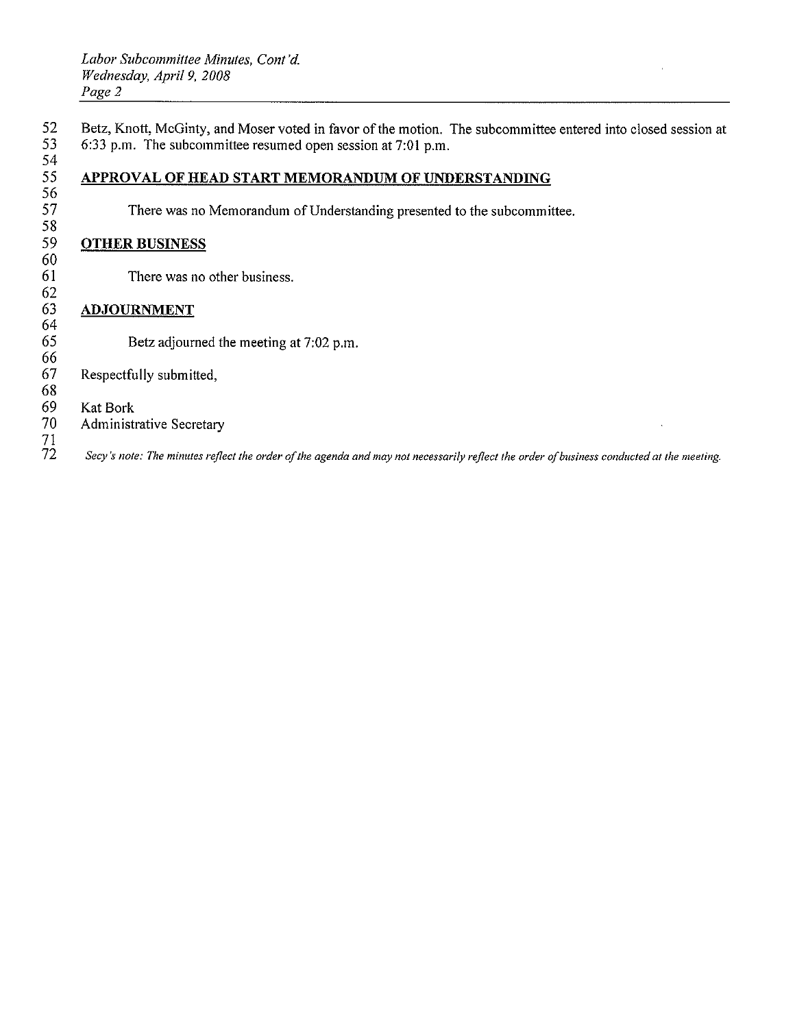Betz, Knott, McGinty, and Moser voted in favor of the motion. The subcommittee entered into closed session at 6:33 p.m. The subcommittee resumed open session at 7:01 p.m.

## APPROVAL OF HEAD START MEMORANDUM OF UNDERSTANDING

There was no Memorandum of Understanding presented to the subcommittee.

## OTHER BUSINESS

There was no other business.

## ADJOURNMENT

Betz adjourned the meeting at 7:02 p.m.

Respectfully submitted,

Kat Bork
Administrative Secretary

*Secy's note: The minutes reflect the order of the agenda and may not necessarily reflect the order of business conducted at the meeting.*